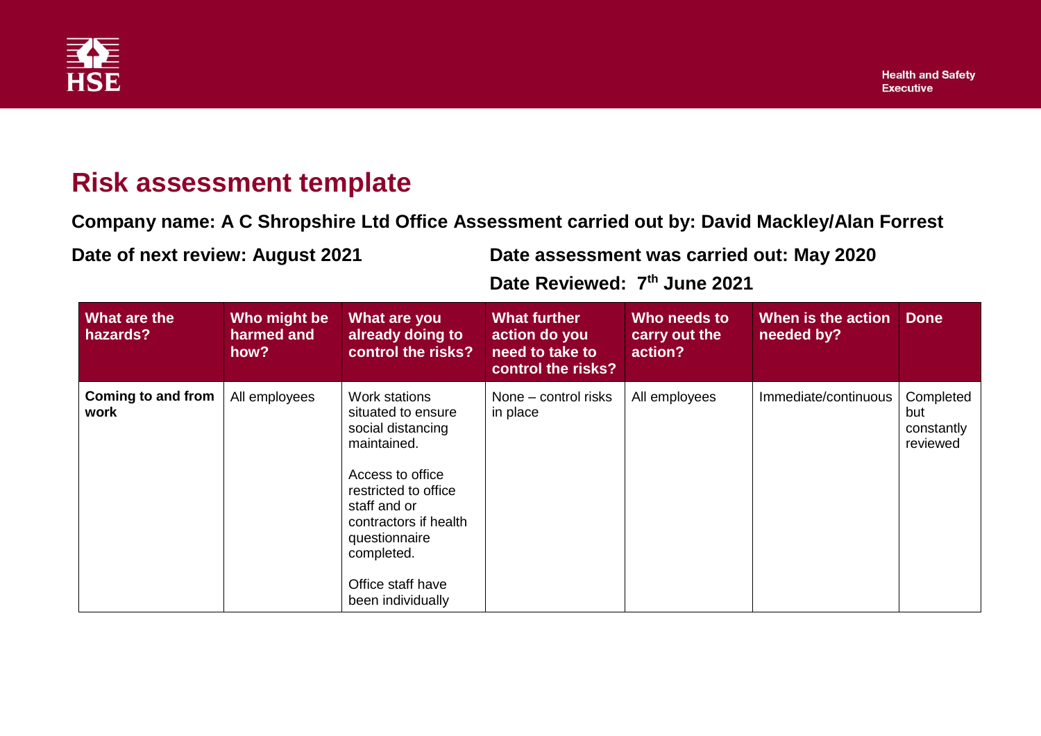# Risk assessment template

**Company name: A C Shropshire Ltd Office Assessment carried out by: David Mackley/Alan Forrest**

**Date of next review: August 2021**

**Date assessment was carried out: May 2020**

**Date Reviewed: 7th June 2021**

| What are the hazards? | Who might be harmed and how? | What are you already doing to control the risks? | What further action do you need to take to control the risks? | Who needs to carry out the action? | When is the action needed by? | Done |
|---|---|---|---|---|---|---|
| **Coming to and from work** | All employees | Work stations situated to ensure social distancing maintained.<br><br>Access to office restricted to office staff and or contractors if health questionnaire completed.<br><br>Office staff have been individually | None – control risks in place | All employees | Immediate/continuous | Completed but constantly reviewed |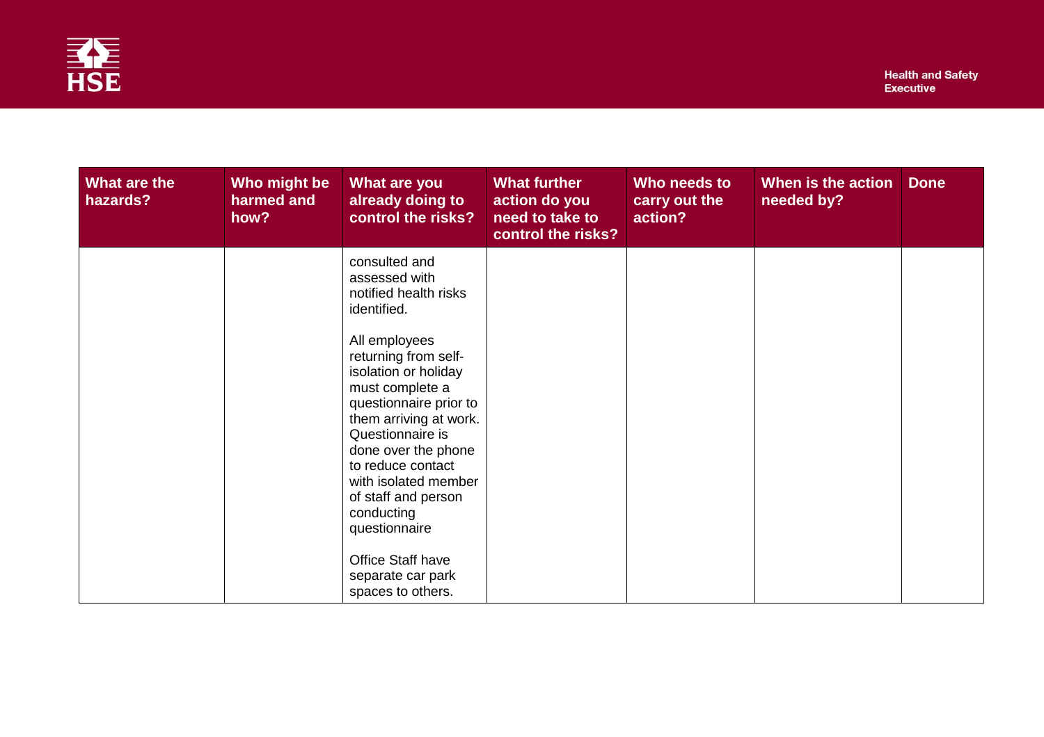| What are the hazards? | Who might be harmed and how? | What are you already doing to control the risks? | What further action do you need to take to control the risks? | Who needs to carry out the action? | When is the action needed by? | Done |
|---|---|---|---|---|---|---|
| | | consulted and assessed with notified health risks identified.<br><br>All employees returning from self-isolation or holiday must complete a questionnaire prior to them arriving at work. Questionnaire is done over the phone to reduce contact with isolated member of staff and person conducting questionnaire<br><br>Office Staff have separate car park spaces to others. | | | | |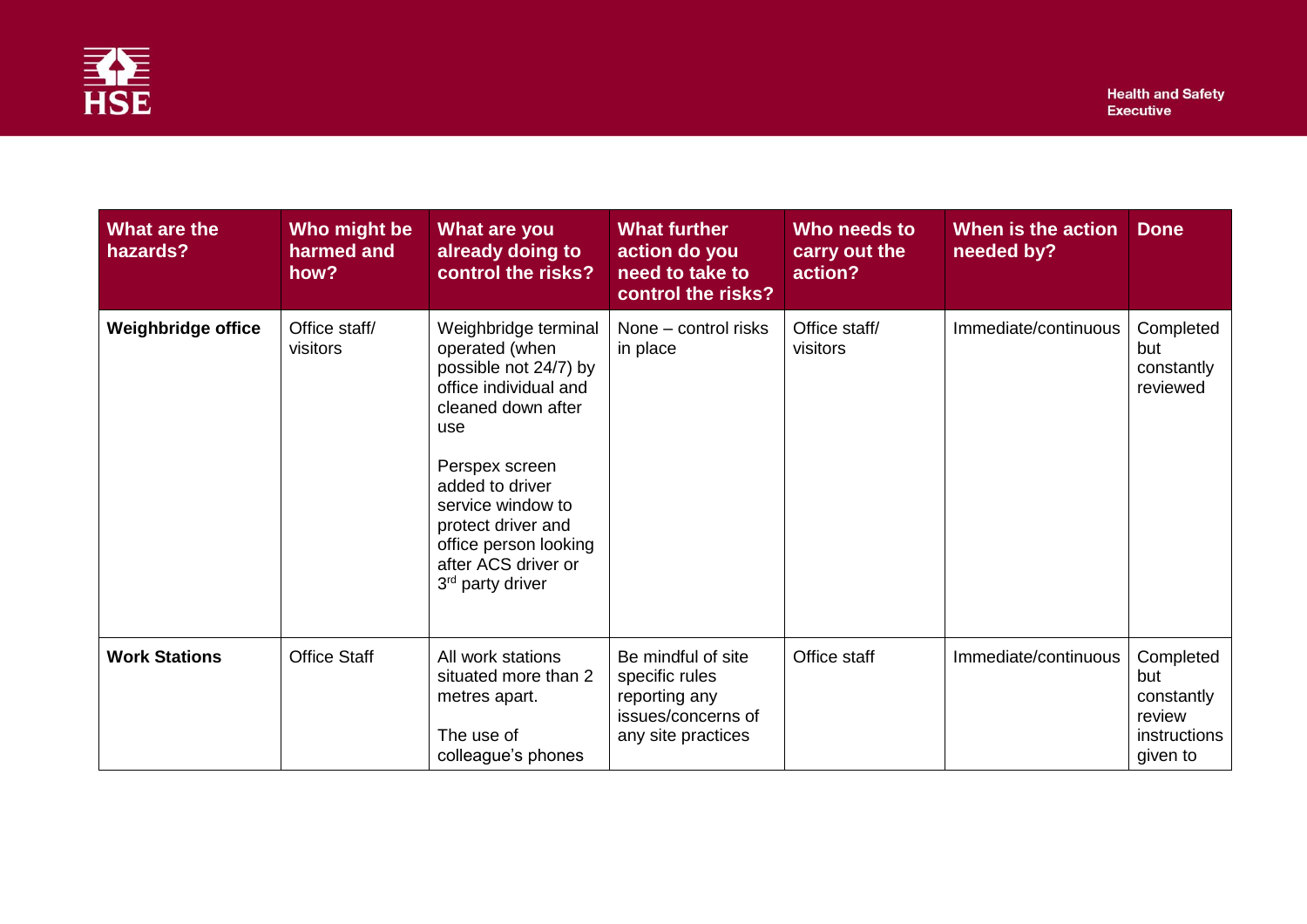| What are the hazards? | Who might be harmed and how? | What are you already doing to control the risks? | What further action do you need to take to control the risks? | Who needs to carry out the action? | When is the action needed by? | Done |
|---|---|---|---|---|---|---|
| **Weighbridge office** | Office staff/ visitors | Weighbridge terminal operated (when possible not 24/7) by office individual and cleaned down after use<br><br>Perspex screen added to driver service window to protect driver and office person looking after ACS driver or 3rd party driver | None – control risks in place | Office staff/ visitors | Immediate/continuous | Completed but constantly reviewed |
| **Work Stations** | Office Staff | All work stations situated more than 2 metres apart.<br><br>The use of colleague's phones | Be mindful of site specific rules reporting any issues/concerns of any site practices | Office staff | Immediate/continuous | Completed but constantly review instructions given to |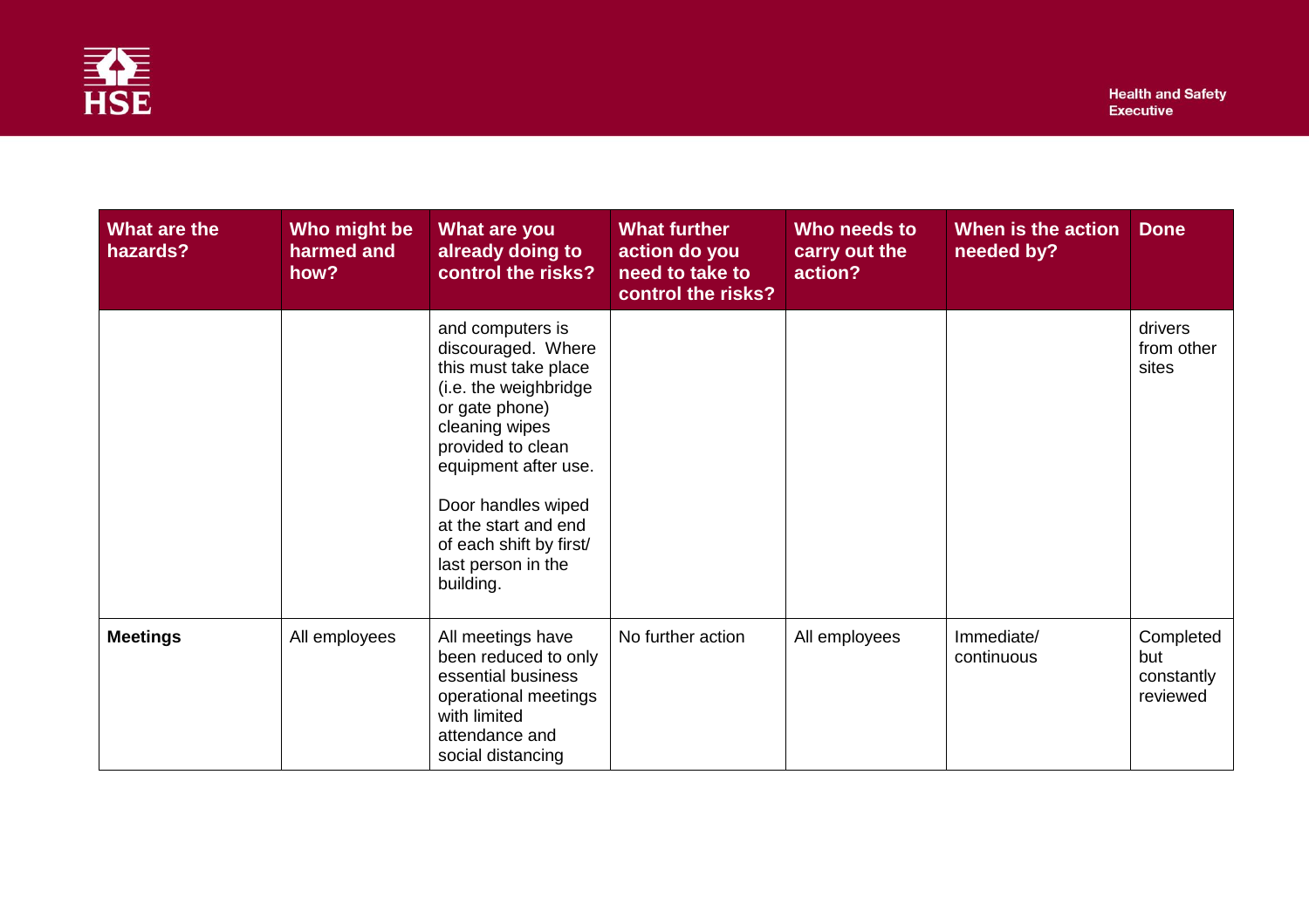| What are the hazards? | Who might be harmed and how? | What are you already doing to control the risks? | What further action do you need to take to control the risks? | Who needs to carry out the action? | When is the action needed by? | Done |
|---|---|---|---|---|---|---|
| | | and computers is discouraged. Where this must take place (i.e. the weighbridge or gate phone) cleaning wipes provided to clean equipment after use.<br><br>Door handles wiped at the start and end of each shift by first/ last person in the building. | | | | drivers from other sites |
| **Meetings** | All employees | All meetings have been reduced to only essential business operational meetings with limited attendance and social distancing | No further action | All employees | Immediate/ continuous | Completed but constantly reviewed |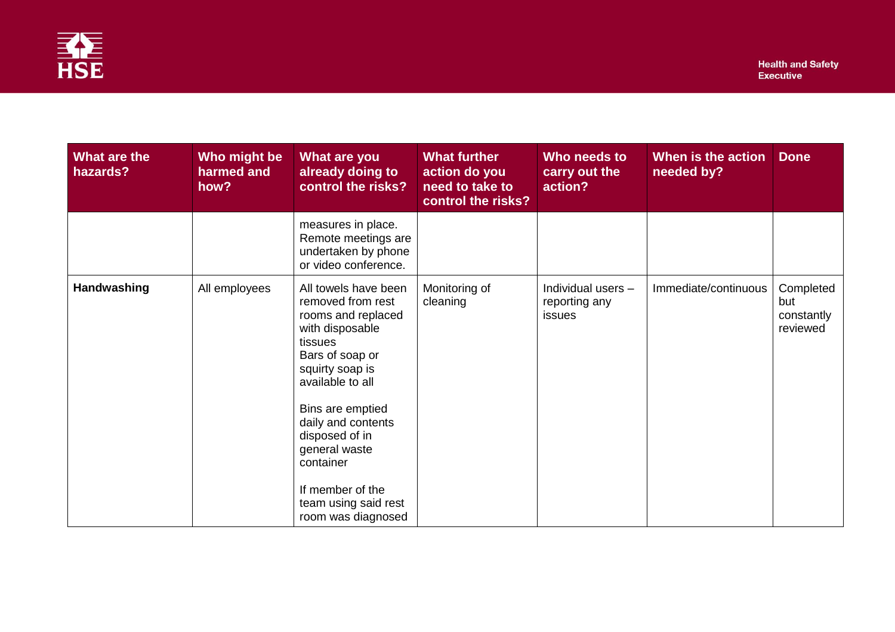| What are the hazards? | Who might be harmed and how? | What are you already doing to control the risks? | What further action do you need to take to control the risks? | Who needs to carry out the action? | When is the action needed by? | Done |
|---|---|---|---|---|---|---|
| | | measures in place. Remote meetings are undertaken by phone or video conference. | | | | |
| **Handwashing** | All employees | All towels have been removed from rest rooms and replaced with disposable tissues<br>Bars of soap or squirty soap is available to all<br><br>Bins are emptied daily and contents disposed of in general waste container<br><br>If member of the team using said rest room was diagnosed | Monitoring of cleaning | Individual users – reporting any issues | Immediate/continuous | Completed but constantly reviewed |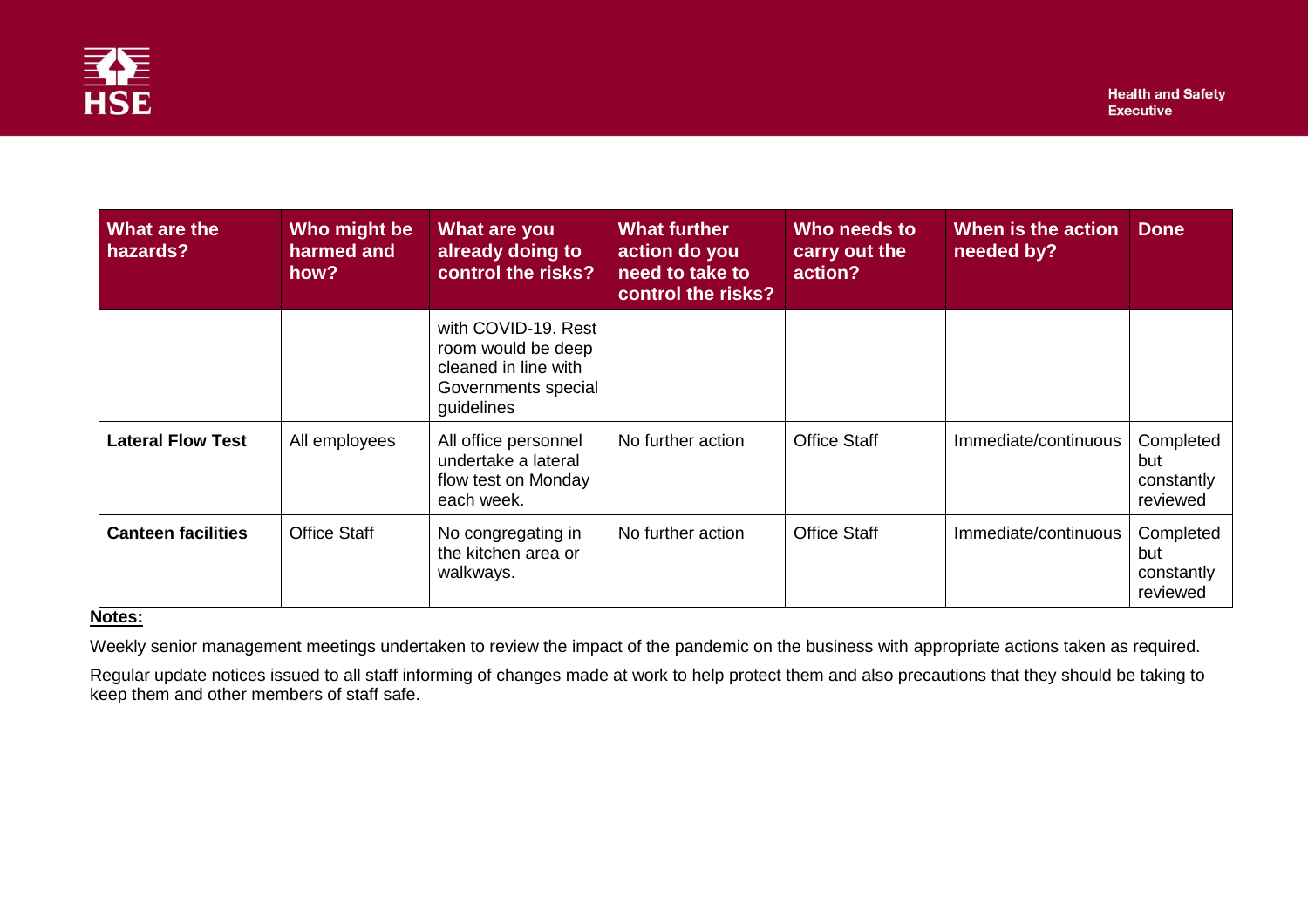| What are the hazards? | Who might be harmed and how? | What are you already doing to control the risks? | What further action do you need to take to control the risks? | Who needs to carry out the action? | When is the action needed by? | Done |
|---|---|---|---|---|---|---|
| | | with COVID-19. Rest room would be deep cleaned in line with Governments special guidelines | | | | |
| **Lateral Flow Test** | All employees | All office personnel undertake a lateral flow test on Monday each week. | No further action | Office Staff | Immediate/continuous | Completed but constantly reviewed |
| **Canteen facilities** | Office Staff | No congregating in the kitchen area or walkways. | No further action | Office Staff | Immediate/continuous | Completed but constantly reviewed |

**Notes:**

Weekly senior management meetings undertaken to review the impact of the pandemic on the business with appropriate actions taken as required.

Regular update notices issued to all staff informing of changes made at work to help protect them and also precautions that they should be taking to keep them and other members of staff safe.